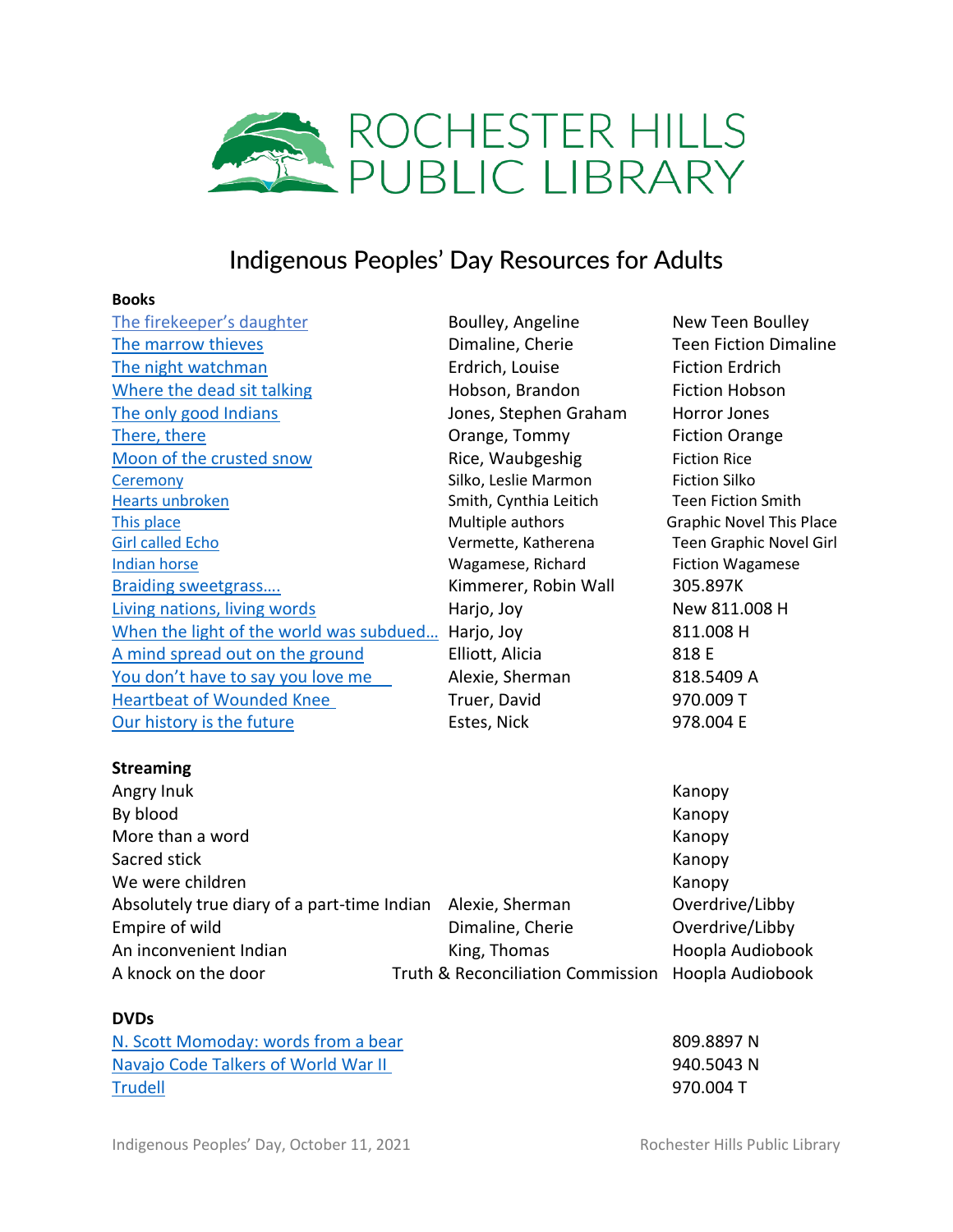# ROCHESTER HILLS PUBLIC LIBRARY

## Indigenous Peoples' Day Resources for Adults

**Books**

| Title | Author | Call Number |
|---|---|---|
| The firekeeper's daughter | Boulley, Angeline | New Teen Boulley |
| The marrow thieves | Dimaline, Cherie | Teen Fiction Dimaline |
| The night watchman | Erdrich, Louise | Fiction Erdrich |
| Where the dead sit talking | Hobson, Brandon | Fiction Hobson |
| The only good Indians | Jones, Stephen Graham | Horror Jones |
| There, there | Orange, Tommy | Fiction Orange |
| Moon of the crusted snow | Rice, Waubgeshig | Fiction Rice |
| Ceremony | Silko, Leslie Marmon | Fiction Silko |
| Hearts unbroken | Smith, Cynthia Leitich | Teen Fiction Smith |
| This place | Multiple authors | Graphic Novel This Place |
| Girl called Echo | Vermette, Katherena | Teen Graphic Novel Girl |
| Indian horse | Wagamese, Richard | Fiction Wagamese |
| Braiding sweetgrass…. | Kimmerer, Robin Wall | 305.897K |
| Living nations, living words | Harjo, Joy | New 811.008 H |
| When the light of the world was subdued… | Harjo, Joy | 811.008 H |
| A mind spread out on the ground | Elliott, Alicia | 818 E |
| You don't have to say you love me | Alexie, Sherman | 818.5409 A |
| Heartbeat of Wounded Knee | Truer, David | 970.009 T |
| Our history is the future | Estes, Nick | 978.004 E |

**Streaming**

| Title | Author | Platform |
|---|---|---|
| Angry Inuk | | Kanopy |
| By blood | | Kanopy |
| More than a word | | Kanopy |
| Sacred stick | | Kanopy |
| We were children | | Kanopy |
| Absolutely true diary of a part-time Indian | Alexie, Sherman | Overdrive/Libby |
| Empire of wild | Dimaline, Cherie | Overdrive/Libby |
| An inconvenient Indian | King, Thomas | Hoopla Audiobook |
| A knock on the door | Truth & Reconciliation Commission | Hoopla Audiobook |

**DVDs**

| Title | Call Number |
|---|---|
| N. Scott Momoday: words from a bear | 809.8897 N |
| Navajo Code Talkers of World War II | 940.5043 N |
| Trudell | 970.004 T |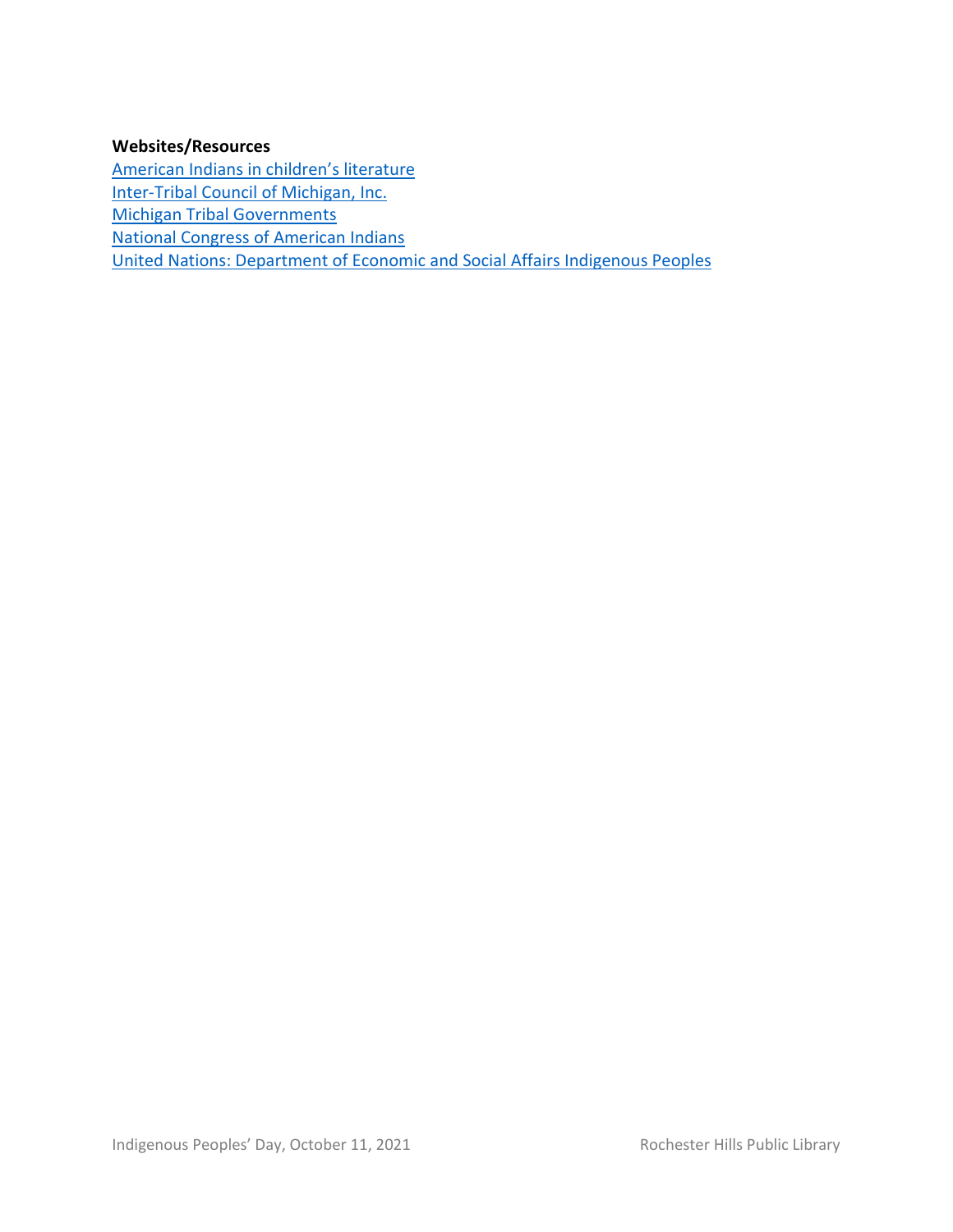**Websites/Resources**

American Indians in children's literature
Inter-Tribal Council of Michigan, Inc.
Michigan Tribal Governments
National Congress of American Indians
United Nations: Department of Economic and Social Affairs Indigenous Peoples